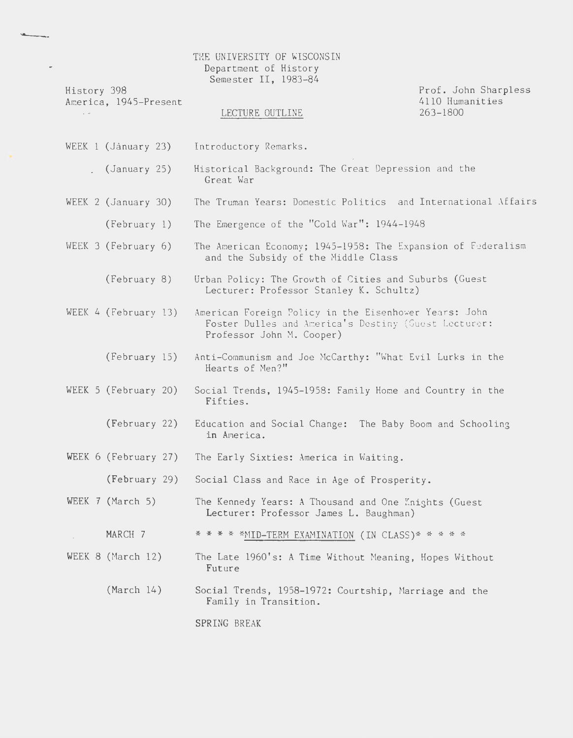THE UNIVERSITY OF WISCONSIN
Department of History
Semester II, 1983-84

History 398
America, 1945-Present

Prof. John Sharpless
4110 Humanities
263-1800

## LECTURE OUTLINE

| | |
|---|---|
| WEEK 1 (January 23) | Introductory Remarks. |
| (January 25) | Historical Background: The Great Depression and the Great War |
| WEEK 2 (January 30) | The Truman Years: Domestic Politics and International Affairs |
| (February 1) | The Emergence of the "Cold War": 1944-1948 |
| WEEK 3 (February 6) | The American Economy; 1945-1958: The Expansion of Federalism and the Subsidy of the Middle Class |
| (February 8) | Urban Policy: The Growth of Cities and Suburbs (Guest Lecturer: Professor Stanley K. Schultz) |
| WEEK 4 (February 13) | American Foreign Policy in the Eisenhower Years: John Foster Dulles and America's Destiny (Guest Lecturer: Professor John M. Cooper) |
| (February 15) | Anti-Communism and Joe McCarthy: "What Evil Lurks in the Hearts of Men?" |
| WEEK 5 (February 20) | Social Trends, 1945-1958: Family Home and Country in the Fifties. |
| (February 22) | Education and Social Change: The Baby Boom and Schooling in America. |
| WEEK 6 (February 27) | The Early Sixties: America in Waiting. |
| (February 29) | Social Class and Race in Age of Prosperity. |
| WEEK 7 (March 5) | The Kennedy Years: A Thousand and One Knights (Guest Lecturer: Professor James L. Baughman) |
| MARCH 7 | * * * * *MID-TERM EXAMINATION (IN CLASS)* * * * * |
| WEEK 8 (March 12) | The Late 1960's: A Time Without Meaning, Hopes Without Future |
| (March 14) | Social Trends, 1958-1972: Courtship, Marriage and the Family in Transition. |
| | SPRING BREAK |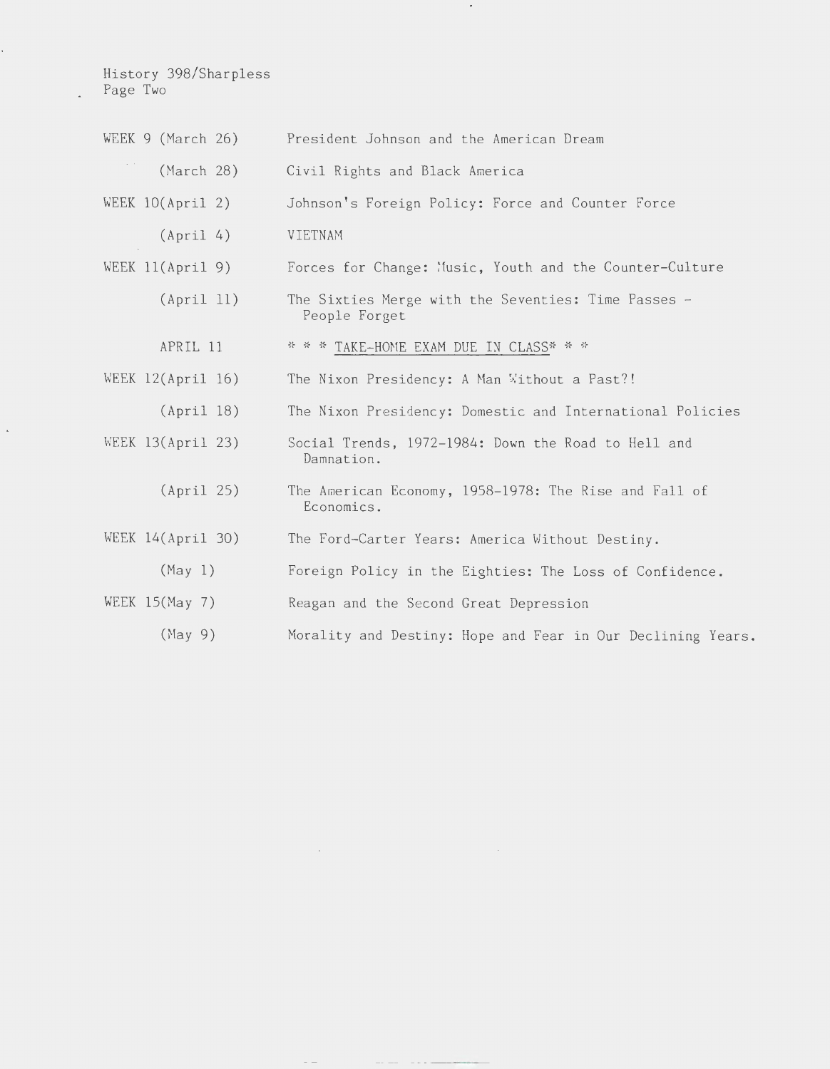History 398/Sharpless
Page Two

| | |
|---|---|
| WEEK 9 (March 26) | President Johnson and the American Dream |
| (March 28) | Civil Rights and Black America |
| WEEK 10(April 2) | Johnson's Foreign Policy: Force and Counter Force |
| (April 4) | VIETNAM |
| WEEK 11(April 9) | Forces for Change: Music, Youth and the Counter-Culture |
| (April 11) | The Sixties Merge with the Seventies: Time Passes - People Forget |
| APRIL 11 | * * * <u>TAKE-HOME EXAM DUE IN CLASS</u>* * * |
| WEEK 12(April 16) | The Nixon Presidency: A Man Without a Past?! |
| (April 18) | The Nixon Presidency: Domestic and International Policies |
| WEEK 13(April 23) | Social Trends, 1972-1984: Down the Road to Hell and Damnation. |
| (April 25) | The American Economy, 1958-1978: The Rise and Fall of Economics. |
| WEEK 14(April 30) | The Ford-Carter Years: America Without Destiny. |
| (May 1) | Foreign Policy in the Eighties: The Loss of Confidence. |
| WEEK 15(May 7) | Reagan and the Second Great Depression |
| (May 9) | Morality and Destiny: Hope and Fear in Our Declining Years. |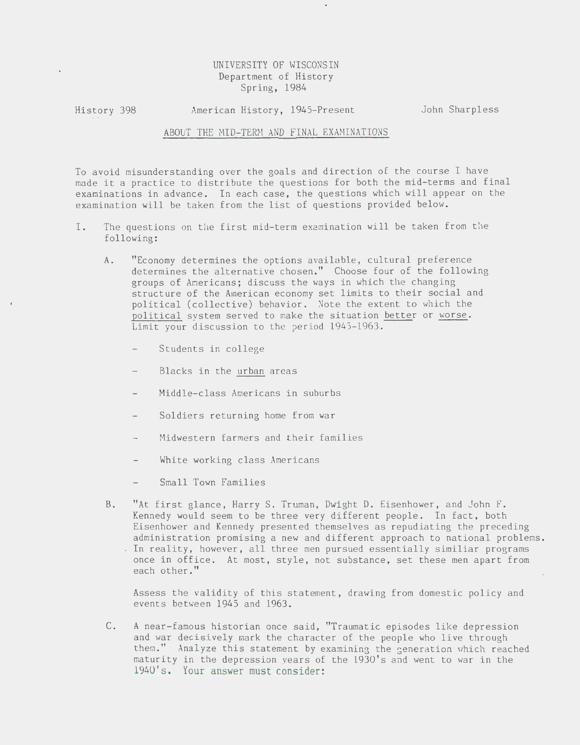UNIVERSITY OF WISCONSIN
Department of History
Spring, 1984

History 398 — American History, 1945-Present — John Sharpless

## ABOUT THE MID-TERM AND FINAL EXAMINATIONS

To avoid misunderstanding over the goals and direction of the course I have made it a practice to distribute the questions for both the mid-terms and final examinations in advance. In each case, the questions which will appear on the examination will be taken from the list of questions provided below.

I. The questions on the first mid-term examination will be taken from the following:

A. "Economy determines the options available, cultural preference determines the alternative chosen." Choose four of the following groups of Americans; discuss the ways in which the changing structure of the American economy set limits to their social and political (collective) behavior. Note the extent to which the political system served to make the situation better or worse. Limit your discussion to the period 1945-1963.

- Students in college
- Blacks in the urban areas
- Middle-class Americans in suburbs
- Soldiers returning home from war
- Midwestern farmers and their families
- White working class Americans
- Small Town Families

B. "At first glance, Harry S. Truman, Dwight D. Eisenhower, and John F. Kennedy would seem to be three very different people. In fact, both Eisenhower and Kennedy presented themselves as repudiating the preceding administration promising a new and different approach to national problems. In reality, however, all three men pursued essentially similiar programs once in office. At most, style, not substance, set these men apart from each other."

Assess the validity of this statement, drawing from domestic policy and events between 1945 and 1963.

C. A near-famous historian once said, "Traumatic episodes like depression and war decisively mark the character of the people who live through them." Analyze this statement by examining the generation which reached maturity in the depression years of the 1930's and went to war in the 1940's. Your answer must consider: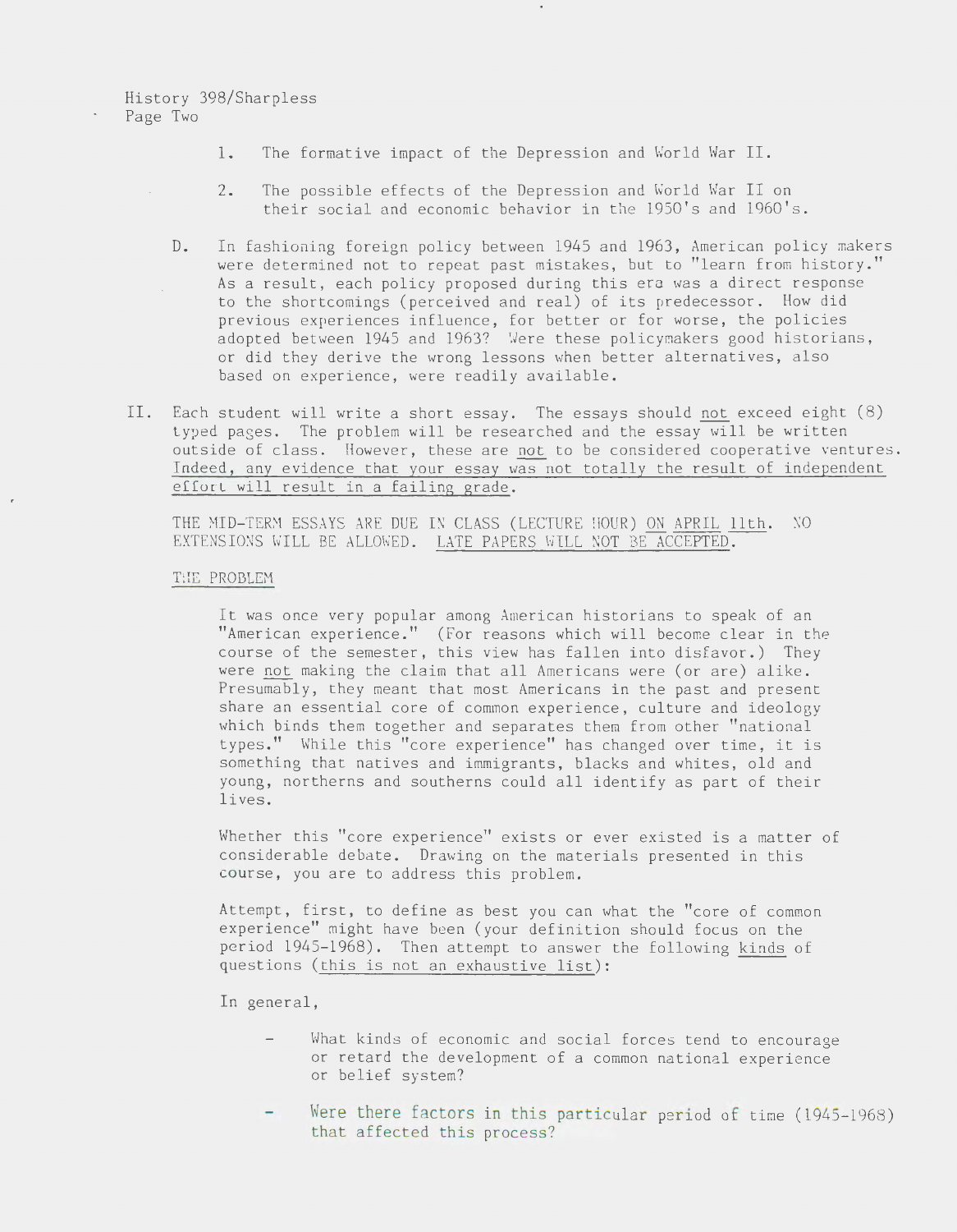1. The formative impact of the Depression and World War II.

2. The possible effects of the Depression and World War II on their social and economic behavior in the 1950's and 1960's.

D. In fashioning foreign policy between 1945 and 1963, American policy makers were determined not to repeat past mistakes, but to "learn from history." As a result, each policy proposed during this era was a direct response to the shortcomings (perceived and real) of its predecessor. How did previous experiences influence, for better or for worse, the policies adopted between 1945 and 1963? Were these policymakers good historians, or did they derive the wrong lessons when better alternatives, also based on experience, were readily available.

II. Each student will write a short essay. The essays should not exceed eight (8) typed pages. The problem will be researched and the essay will be written outside of class. However, these are not to be considered cooperative ventures. Indeed, any evidence that your essay was not totally the result of independent effort will result in a failing grade.

THE MID-TERM ESSAYS ARE DUE IN CLASS (LECTURE HOUR) ON APRIL 11th. NO EXTENSIONS WILL BE ALLOWED. LATE PAPERS WILL NOT BE ACCEPTED.

THE PROBLEM

It was once very popular among American historians to speak of an "American experience." (For reasons which will become clear in the course of the semester, this view has fallen into disfavor.) They were not making the claim that all Americans were (or are) alike. Presumably, they meant that most Americans in the past and present share an essential core of common experience, culture and ideology which binds them together and separates them from other "national types." While this "core experience" has changed over time, it is something that natives and immigrants, blacks and whites, old and young, northerns and southerns could all identify as part of their lives.

Whether this "core experience" exists or ever existed is a matter of considerable debate. Drawing on the materials presented in this course, you are to address this problem.

Attempt, first, to define as best you can what the "core of common experience" might have been (your definition should focus on the period 1945-1968). Then attempt to answer the following kinds of questions (this is not an exhaustive list):

In general,

- What kinds of economic and social forces tend to encourage or retard the development of a common national experience or belief system?

- Were there factors in this particular period of time (1945-1968) that affected this process?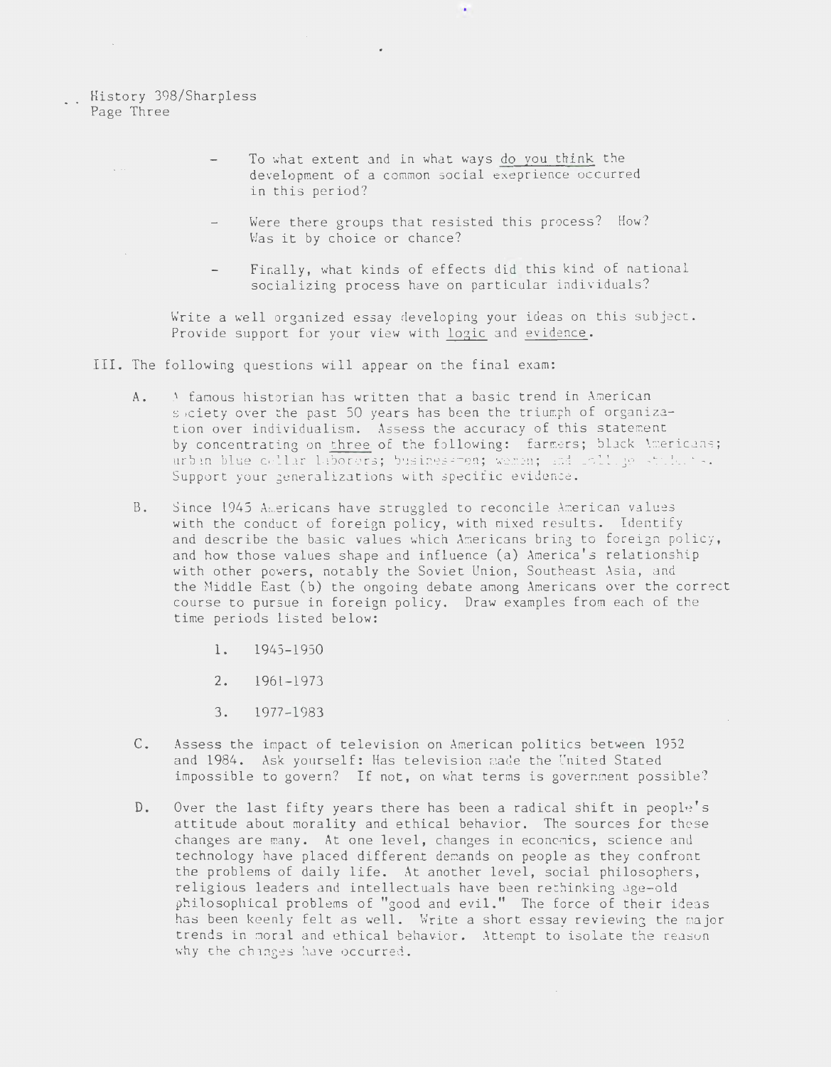- To what extent and in what ways do you think the development of a common social exeprience occurred in this period?

- Were there groups that resisted this process? How? Was it by choice or chance?

- Finally, what kinds of effects did this kind of national socializing process have on particular individuals?

Write a well organized essay developing your ideas on this subject. Provide support for your view with logic and evidence.

III. The following questions will appear on the final exam:

A. A famous historian has written that a basic trend in American society over the past 50 years has been the triumph of organization over individualism. Assess the accuracy of this statement by concentrating on three of the following: farmers; black Americans; urban blue collar laborers; businessmen; women; and college students. Support your generalizations with specific evidence.

B. Since 1945 Americans have struggled to reconcile American values with the conduct of foreign policy, with mixed results. Identify and describe the basic values which Americans bring to foreign policy, and how those values shape and influence (a) America's relationship with other powers, notably the Soviet Union, Southeast Asia, and the Middle East (b) the ongoing debate among Americans over the correct course to pursue in foreign policy. Draw examples from each of the time periods listed below:

   1. 1945-1950

   2. 1961-1973

   3. 1977-1983

C. Assess the impact of television on American politics between 1952 and 1984. Ask yourself: Has television made the United Stated impossible to govern? If not, on what terms is government possible?

D. Over the last fifty years there has been a radical shift in people's attitude about morality and ethical behavior. The sources for these changes are many. At one level, changes in economics, science and technology have placed different demands on people as they confront the problems of daily life. At another level, social philosophers, religious leaders and intellectuals have been rethinking age-old philosophical problems of "good and evil." The force of their ideas has been keenly felt as well. Write a short essay reviewing the major trends in moral and ethical behavior. Attempt to isolate the reason why the changes have occurred.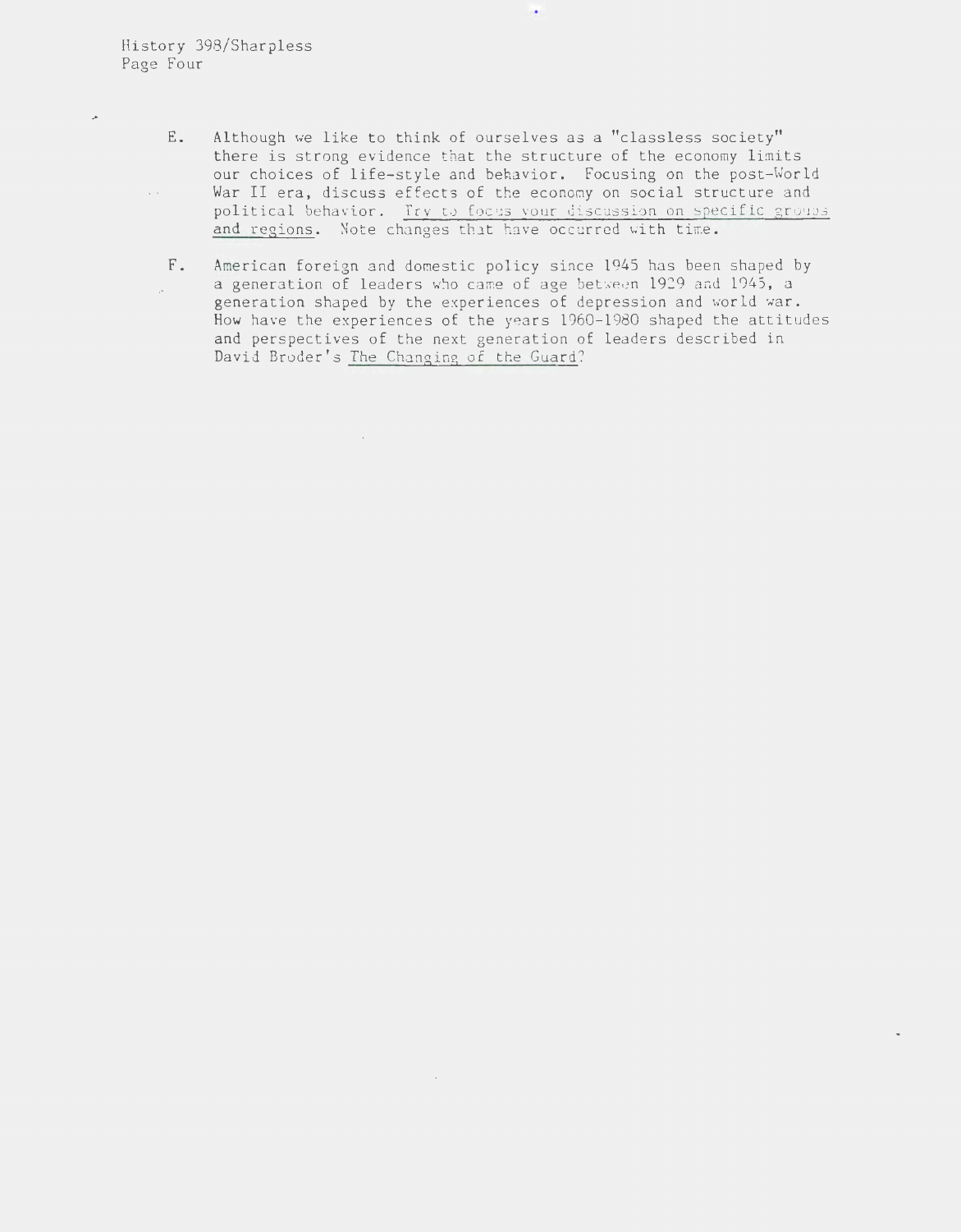E. Although we like to think of ourselves as a "classless society" there is strong evidence that the structure of the economy limits our choices of life-style and behavior. Focusing on the post-World War II era, discuss effects of the economy on social structure and political behavior. Try to focus your discussion on specific groups and regions. Note changes that have occurred with time.

F. American foreign and domestic policy since 1945 has been shaped by a generation of leaders who came of age between 1929 and 1945, a generation shaped by the experiences of depression and world war. How have the experiences of the years 1960-1980 shaped the attitudes and perspectives of the next generation of leaders described in David Broder's The Changing of the Guard?